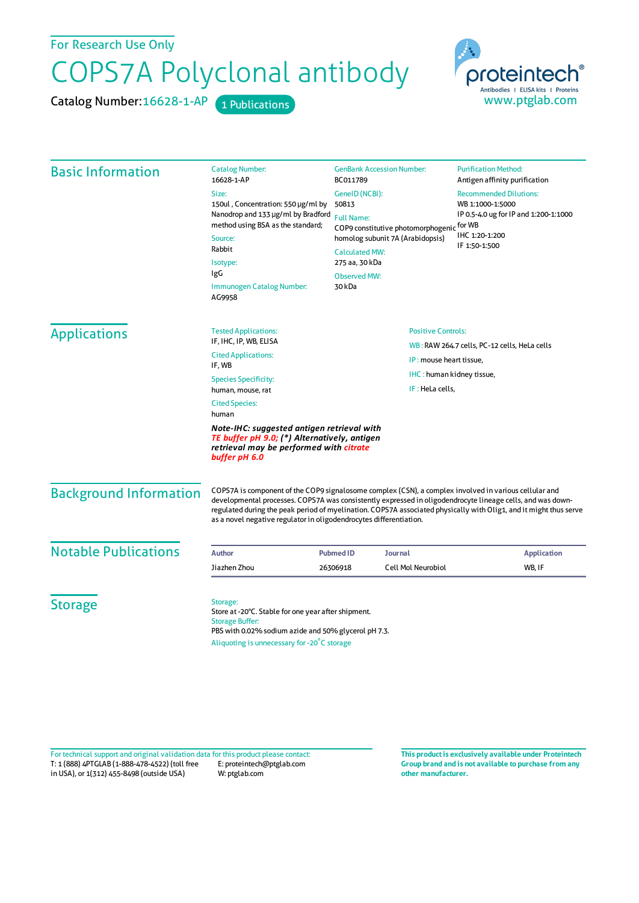For Research Use Only

# COPS7A Polyclonal antibody

Catalog Number: 16628-1-AP   1 Publications

proteintech® Antibodies | ELISA kits | Proteins
www.ptglab.com

## Basic Information

**Catalog Number:**
16628-1-AP

**Size:**
150ul , Concentration: 550 μg/ml by Nanodrop and 133 μg/ml by Bradford method using BSA as the standard;

**Source:**
Rabbit

**Isotype:**
IgG

**Immunogen Catalog Number:**
AG9958

**GenBank Accession Number:**
BC011789

**GeneID (NCBI):**
50813

**Full Name:**
COP9 constitutive photomorphogenic homolog subunit 7A (Arabidopsis)

**Calculated MW:**
275 aa, 30 kDa

**Observed MW:**
30 kDa

**Purification Method:**
Antigen affinity purification

**Recommended Dilutions:**
WB 1:1000-1:5000
IP 0.5-4.0 ug for IP and 1:200-1:1000 for WB
IHC 1:20-1:200
IF 1:50-1:500

## Applications

**Tested Applications:**
IF, IHC, IP, WB, ELISA

**Cited Applications:**
IF, WB

**Species Specificity:**
human, mouse, rat

**Cited Species:**
human

***Note-IHC: suggested antigen retrieval with TE buffer pH 9.0; (\*) Alternatively, antigen retrieval may be performed with citrate buffer pH 6.0***

**Positive Controls:**

WB : RAW 264.7 cells, PC-12 cells, HeLa cells

IP : mouse heart tissue,

IHC : human kidney tissue,

IF : HeLa cells,

## Background Information

COPS7A is component of the COP9 signalosome complex (CSN), a complex involved in various cellular and developmental processes. COPS7A was consistently expressed in oligodendrocyte lineage cells, and was down-regulated during the peak period of myelination. COPS7A associated physically with Olig1, and it might thus serve as a novel negative regulator in oligodendrocytes differentiation.

## Notable Publications

| Author | Pubmed ID | Journal | Application |
|---|---|---|---|
| Jiazhen Zhou | 26306918 | Cell Mol Neurobiol | WB, IF |

## Storage

**Storage:**
Store at -20°C. Stable for one year after shipment.

**Storage Buffer:**
PBS with 0.02% sodium azide and 50% glycerol pH 7.3.

Aliquoting is unnecessary for -20°C storage

For technical support and original validation data for this product please contact:
T: 1 (888) 4PTGLAB (1-888-478-4522) (toll free in USA), or 1(312) 455-8498 (outside USA)
E: proteintech@ptglab.com
W: ptglab.com

**This product is exclusively available under Proteintech Group brand and is not available to purchase from any other manufacturer.**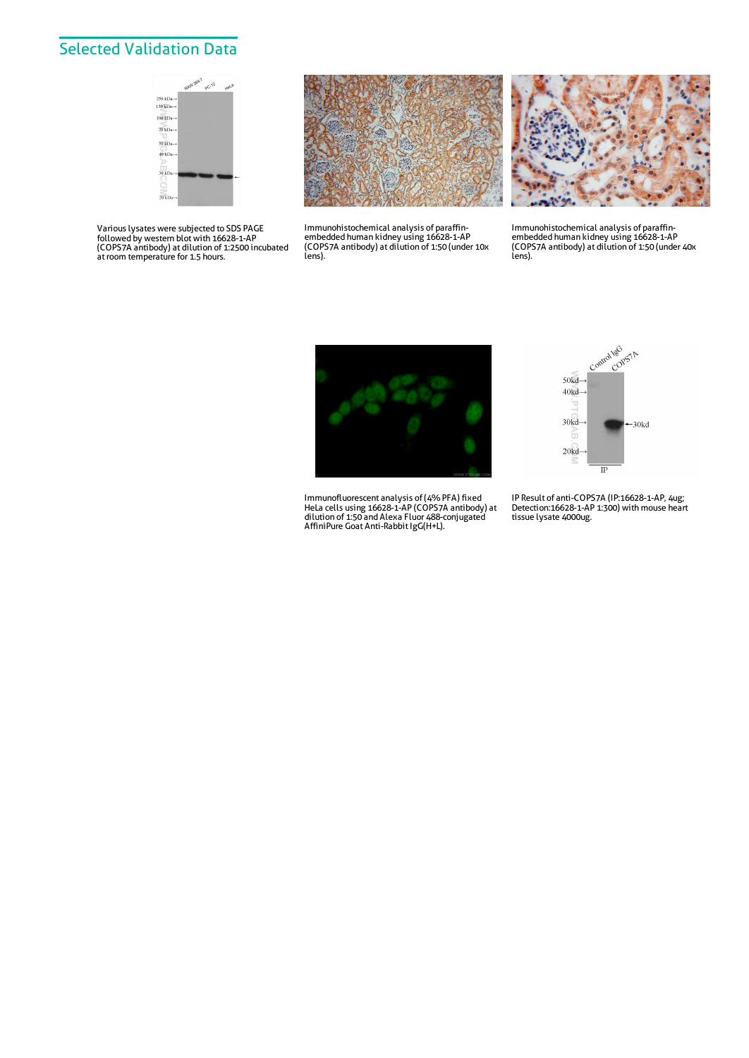## Selected Validation Data

RAW 264.7
PC-12
HeLa
250 kDa→
150 kDa→
100 kDa→
70 kDa→
50 kDa→
40 kDa→
30 kDa→
20 kDa→

Various lysates were subjected to SDS PAGE followed by western blot with 16628-1-AP (COPS7A antibody) at dilution of 1:2500 incubated at room temperature for 1.5 hours.

Immunohistochemical analysis of paraffin-embedded human kidney using 16628-1-AP (COPS7A antibody) at dilution of 1:50 (under 10x lens).

Immunohistochemical analysis of paraffin-embedded human kidney using 16628-1-AP (COPS7A antibody) at dilution of 1:50 (under 40x lens).

Immunofluorescent analysis of (4% PFA) fixed HeLa cells using 16628-1-AP (COPS7A antibody) at dilution of 1:50 and Alexa Fluor 488-conjugated AffiniPure Goat Anti-Rabbit IgG(H+L).

Control IgG
COPS7A
50kd→
40kd→
30kd→
20kd→
←30kd
IP

IP Result of anti-COPS7A (IP:16628-1-AP, 4ug; Detection:16628-1-AP 1:300) with mouse heart tissue lysate 4000ug.